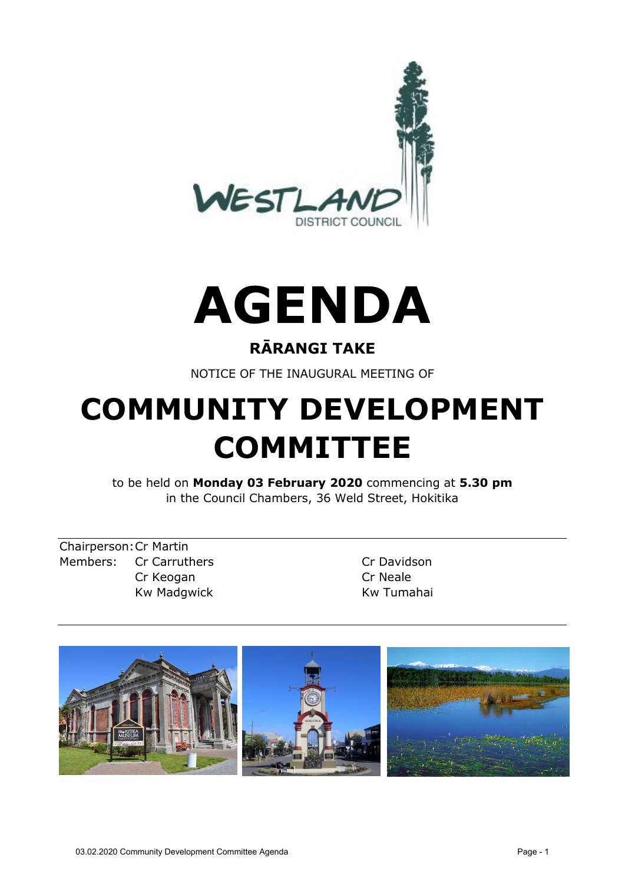# AGENDA

## RĀRANGI TAKE

NOTICE OF THE INAUGURAL MEETING OF

# COMMUNITY DEVELOPMENT COMMITTEE

to be held on **Monday 03 February 2020** commencing at **5.30 pm** in the Council Chambers, 36 Weld Street, Hokitika

Chairperson: Cr Martin

Members:
- Cr Carruthers
- Cr Davidson
- Cr Keogan
- Cr Neale
- Kw Madgwick
- Kw Tumahai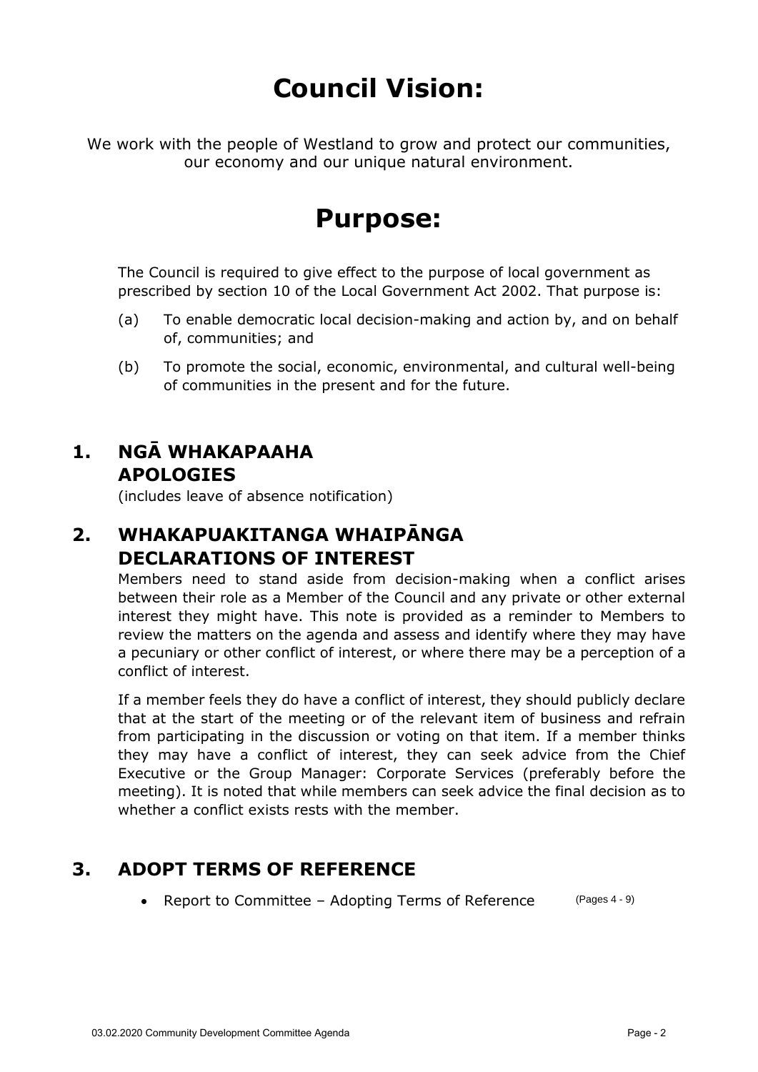# Council Vision:

We work with the people of Westland to grow and protect our communities, our economy and our unique natural environment.

# Purpose:

The Council is required to give effect to the purpose of local government as prescribed by section 10 of the Local Government Act 2002. That purpose is:

(a) To enable democratic local decision-making and action by, and on behalf of, communities; and

(b) To promote the social, economic, environmental, and cultural well-being of communities in the present and for the future.

## 1. NGĀ WHAKAPAAHA APOLOGIES

(includes leave of absence notification)

## 2. WHAKAPUAKITANGA WHAIPĀNGA DECLARATIONS OF INTEREST

Members need to stand aside from decision-making when a conflict arises between their role as a Member of the Council and any private or other external interest they might have. This note is provided as a reminder to Members to review the matters on the agenda and assess and identify where they may have a pecuniary or other conflict of interest, or where there may be a perception of a conflict of interest.

If a member feels they do have a conflict of interest, they should publicly declare that at the start of the meeting or of the relevant item of business and refrain from participating in the discussion or voting on that item. If a member thinks they may have a conflict of interest, they can seek advice from the Chief Executive or the Group Manager: Corporate Services (preferably before the meeting). It is noted that while members can seek advice the final decision as to whether a conflict exists rests with the member.

## 3. ADOPT TERMS OF REFERENCE

- Report to Committee – Adopting Terms of Reference (Pages 4 - 9)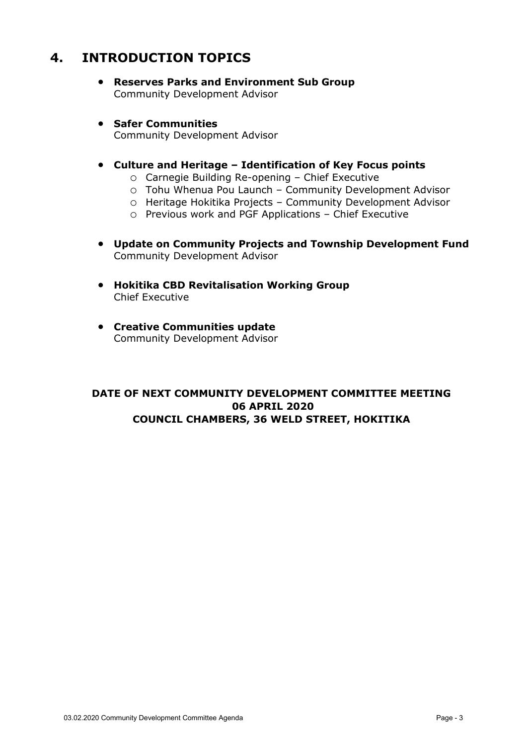## 4. INTRODUCTION TOPICS

- **Reserves Parks and Environment Sub Group**
  Community Development Advisor

- **Safer Communities**
  Community Development Advisor

- **Culture and Heritage – Identification of Key Focus points**
  - Carnegie Building Re-opening – Chief Executive
  - Tohu Whenua Pou Launch – Community Development Advisor
  - Heritage Hokitika Projects – Community Development Advisor
  - Previous work and PGF Applications – Chief Executive

- **Update on Community Projects and Township Development Fund**
  Community Development Advisor

- **Hokitika CBD Revitalisation Working Group**
  Chief Executive

- **Creative Communities update**
  Community Development Advisor

**DATE OF NEXT COMMUNITY DEVELOPMENT COMMITTEE MEETING**
**06 APRIL 2020**
**COUNCIL CHAMBERS, 36 WELD STREET, HOKITIKA**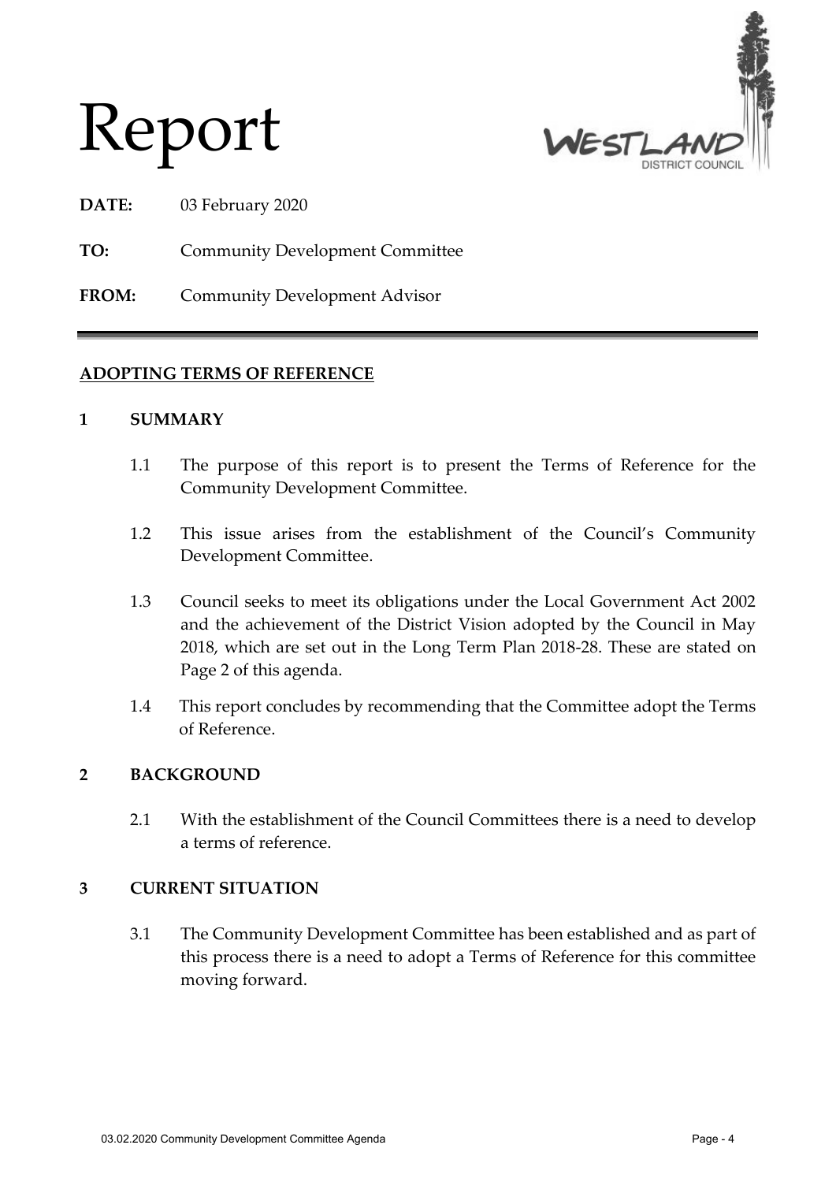# Report

**DATE:** 03 February 2020

**TO:** Community Development Committee

**FROM:** Community Development Advisor

---

**ADOPTING TERMS OF REFERENCE**

## 1 SUMMARY

1.1 The purpose of this report is to present the Terms of Reference for the Community Development Committee.

1.2 This issue arises from the establishment of the Council's Community Development Committee.

1.3 Council seeks to meet its obligations under the Local Government Act 2002 and the achievement of the District Vision adopted by the Council in May 2018, which are set out in the Long Term Plan 2018-28. These are stated on Page 2 of this agenda.

1.4 This report concludes by recommending that the Committee adopt the Terms of Reference.

## 2 BACKGROUND

2.1 With the establishment of the Council Committees there is a need to develop a terms of reference.

## 3 CURRENT SITUATION

3.1 The Community Development Committee has been established and as part of this process there is a need to adopt a Terms of Reference for this committee moving forward.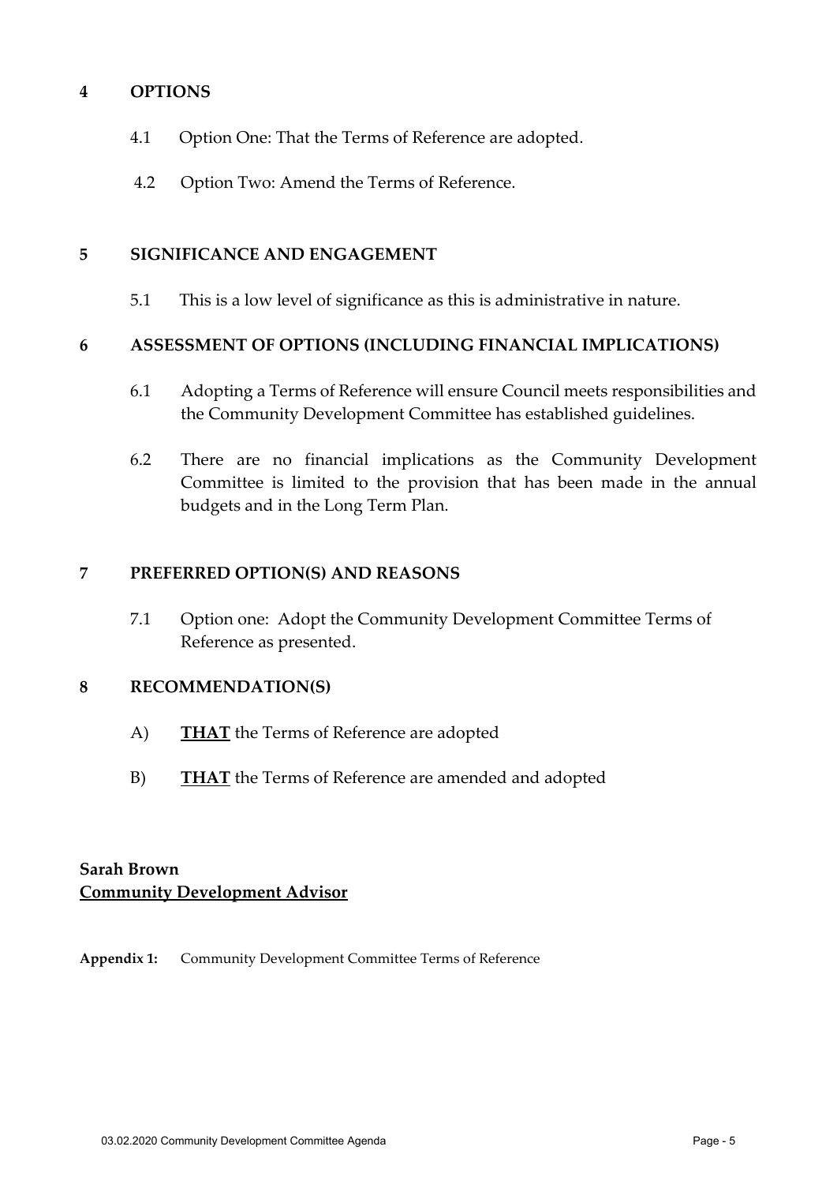## 4 OPTIONS

4.1 Option One: That the Terms of Reference are adopted.

4.2 Option Two: Amend the Terms of Reference.

## 5 SIGNIFICANCE AND ENGAGEMENT

5.1 This is a low level of significance as this is administrative in nature.

## 6 ASSESSMENT OF OPTIONS (INCLUDING FINANCIAL IMPLICATIONS)

6.1 Adopting a Terms of Reference will ensure Council meets responsibilities and the Community Development Committee has established guidelines.

6.2 There are no financial implications as the Community Development Committee is limited to the provision that has been made in the annual budgets and in the Long Term Plan.

## 7 PREFERRED OPTION(S) AND REASONS

7.1 Option one: Adopt the Community Development Committee Terms of Reference as presented.

## 8 RECOMMENDATION(S)

A) **THAT** the Terms of Reference are adopted

B) **THAT** the Terms of Reference are amended and adopted

**Sarah Brown**
**Community Development Advisor**

**Appendix 1:** Community Development Committee Terms of Reference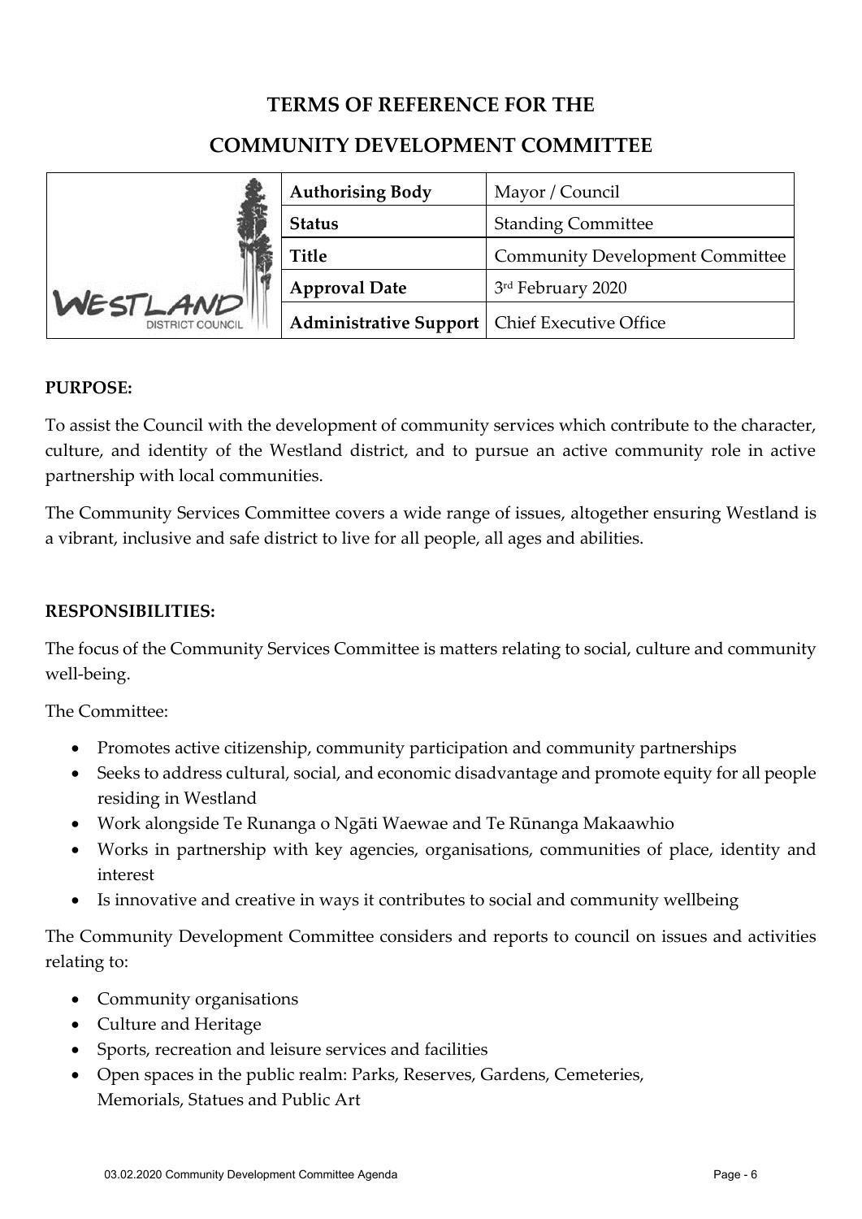# TERMS OF REFERENCE FOR THE

# COMMUNITY DEVELOPMENT COMMITTEE

| | | |
|---|---|---|
| WESTLAND DISTRICT COUNCIL | **Authorising Body** | Mayor / Council |
| | **Status** | Standing Committee |
| | **Title** | Community Development Committee |
| | **Approval Date** | 3rd February 2020 |
| | **Administrative Support** | Chief Executive Office |

**PURPOSE:**

To assist the Council with the development of community services which contribute to the character, culture, and identity of the Westland district, and to pursue an active community role in active partnership with local communities.

The Community Services Committee covers a wide range of issues, altogether ensuring Westland is a vibrant, inclusive and safe district to live for all people, all ages and abilities.

**RESPONSIBILITIES:**

The focus of the Community Services Committee is matters relating to social, culture and community well-being.

The Committee:

- Promotes active citizenship, community participation and community partnerships
- Seeks to address cultural, social, and economic disadvantage and promote equity for all people residing in Westland
- Work alongside Te Runanga o Ngāti Waewae and Te Rūnanga Makaawhio
- Works in partnership with key agencies, organisations, communities of place, identity and interest
- Is innovative and creative in ways it contributes to social and community wellbeing

The Community Development Committee considers and reports to council on issues and activities relating to:

- Community organisations
- Culture and Heritage
- Sports, recreation and leisure services and facilities
- Open spaces in the public realm: Parks, Reserves, Gardens, Cemeteries, Memorials, Statues and Public Art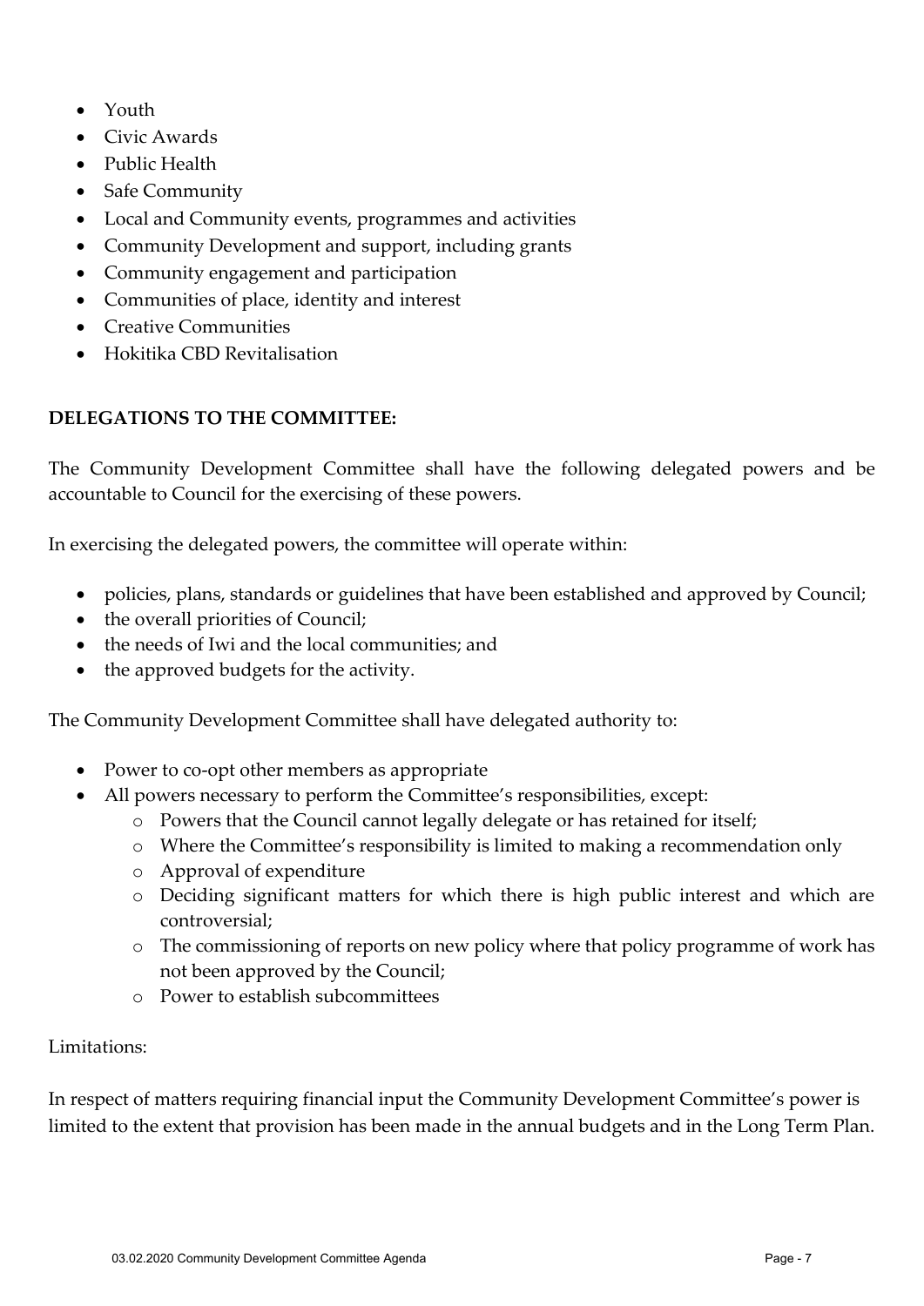- Youth
- Civic Awards
- Public Health
- Safe Community
- Local and Community events, programmes and activities
- Community Development and support, including grants
- Community engagement and participation
- Communities of place, identity and interest
- Creative Communities
- Hokitika CBD Revitalisation

**DELEGATIONS TO THE COMMITTEE:**

The Community Development Committee shall have the following delegated powers and be accountable to Council for the exercising of these powers.

In exercising the delegated powers, the committee will operate within:

- policies, plans, standards or guidelines that have been established and approved by Council;
- the overall priorities of Council;
- the needs of Iwi and the local communities; and
- the approved budgets for the activity.

The Community Development Committee shall have delegated authority to:

- Power to co-opt other members as appropriate
- All powers necessary to perform the Committee's responsibilities, except:
    - Powers that the Council cannot legally delegate or has retained for itself;
    - Where the Committee's responsibility is limited to making a recommendation only
    - Approval of expenditure
    - Deciding significant matters for which there is high public interest and which are controversial;
    - The commissioning of reports on new policy where that policy programme of work has not been approved by the Council;
    - Power to establish subcommittees

Limitations:

In respect of matters requiring financial input the Community Development Committee's power is limited to the extent that provision has been made in the annual budgets and in the Long Term Plan.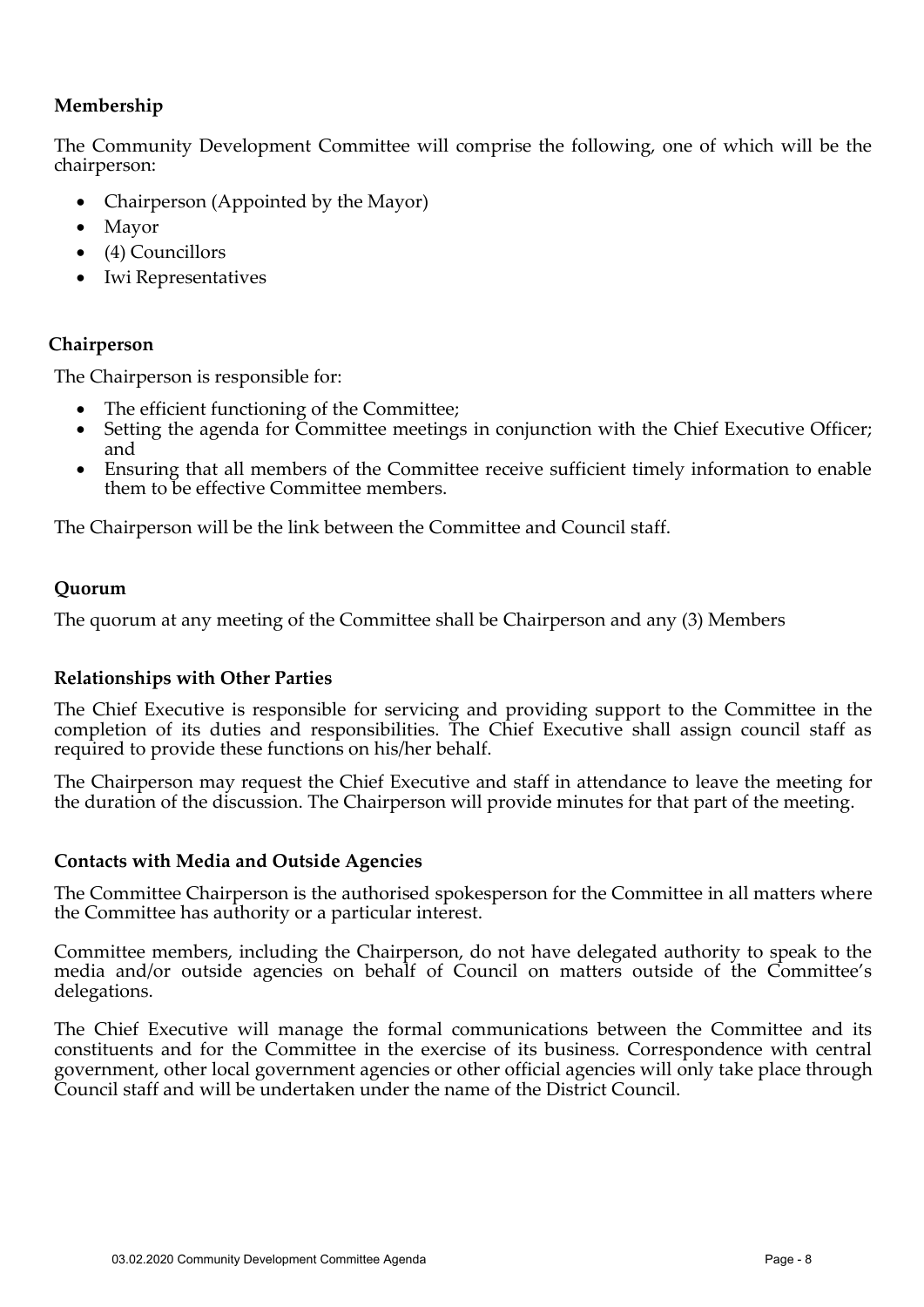**Membership**

The Community Development Committee will comprise the following, one of which will be the chairperson:

- Chairperson (Appointed by the Mayor)
- Mayor
- (4) Councillors
- Iwi Representatives

**Chairperson**

The Chairperson is responsible for:

- The efficient functioning of the Committee;
- Setting the agenda for Committee meetings in conjunction with the Chief Executive Officer; and
- Ensuring that all members of the Committee receive sufficient timely information to enable them to be effective Committee members.

The Chairperson will be the link between the Committee and Council staff.

**Quorum**

The quorum at any meeting of the Committee shall be Chairperson and any (3) Members

**Relationships with Other Parties**

The Chief Executive is responsible for servicing and providing support to the Committee in the completion of its duties and responsibilities. The Chief Executive shall assign council staff as required to provide these functions on his/her behalf.

The Chairperson may request the Chief Executive and staff in attendance to leave the meeting for the duration of the discussion. The Chairperson will provide minutes for that part of the meeting.

**Contacts with Media and Outside Agencies**

The Committee Chairperson is the authorised spokesperson for the Committee in all matters where the Committee has authority or a particular interest.

Committee members, including the Chairperson, do not have delegated authority to speak to the media and/or outside agencies on behalf of Council on matters outside of the Committee's delegations.

The Chief Executive will manage the formal communications between the Committee and its constituents and for the Committee in the exercise of its business. Correspondence with central government, other local government agencies or other official agencies will only take place through Council staff and will be undertaken under the name of the District Council.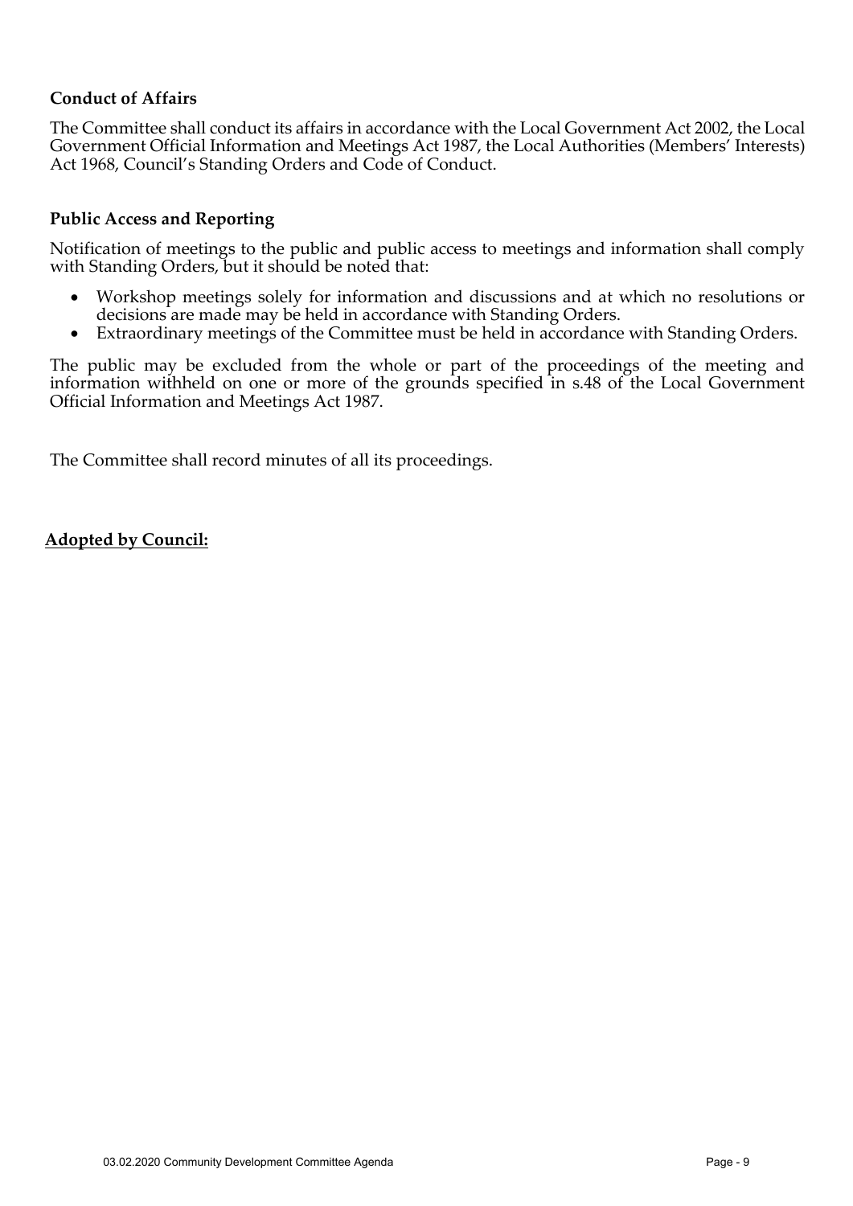**Conduct of Affairs**

The Committee shall conduct its affairs in accordance with the Local Government Act 2002, the Local Government Official Information and Meetings Act 1987, the Local Authorities (Members' Interests) Act 1968, Council's Standing Orders and Code of Conduct.

**Public Access and Reporting**

Notification of meetings to the public and public access to meetings and information shall comply with Standing Orders, but it should be noted that:

- Workshop meetings solely for information and discussions and at which no resolutions or decisions are made may be held in accordance with Standing Orders.
- Extraordinary meetings of the Committee must be held in accordance with Standing Orders.

The public may be excluded from the whole or part of the proceedings of the meeting and information withheld on one or more of the grounds specified in s.48 of the Local Government Official Information and Meetings Act 1987.

The Committee shall record minutes of all its proceedings.

**Adopted by Council:**